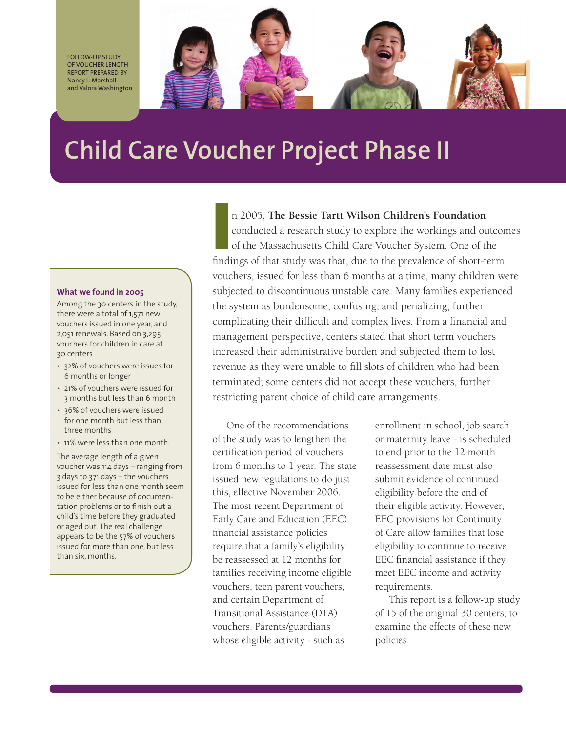FOLLOW-UP STUDY OF VOUCHER LENGTH REPORT PREPARED BY Nancy L. Marshall and Valora Washington

# Child Care Voucher Project Phase II

In 2005, **The Bessie Tartt Wilson Children's Foundation** conducted a research study to explore the workings and outcomes of the Massachusetts Child Care Voucher System. One of the findings of that study was that, due to the prevalence of short-term vouchers, issued for less than 6 months at a time, many children were subjected to discontinuous unstable care. Many families experienced the system as burdensome, confusing, and penalizing, further complicating their difficult and complex lives. From a financial and management perspective, centers stated that short term vouchers increased their administrative burden and subjected them to lost revenue as they were unable to fill slots of children who had been terminated; some centers did not accept these vouchers, further restricting parent choice of child care arrangements.

One of the recommendations of the study was to lengthen the certification period of vouchers from 6 months to 1 year. The state issued new regulations to do just this, effective November 2006. The most recent Department of Early Care and Education (EEC) financial assistance policies require that a family's eligibility be reassessed at 12 months for families receiving income eligible vouchers, teen parent vouchers, and certain Department of Transitional Assistance (DTA) vouchers. Parents/guardians whose eligible activity - such as enrollment in school, job search or maternity leave - is scheduled to end prior to the 12 month reassessment date must also submit evidence of continued eligibility before the end of their eligible activity. However, EEC provisions for Continuity of Care allow families that lose eligibility to continue to receive EEC financial assistance if they meet EEC income and activity requirements.

This report is a follow-up study of 15 of the original 30 centers, to examine the effects of these new policies.

### What we found in 2005

Among the 30 centers in the study, there were a total of 1,571 new vouchers issued in one year, and 2,051 renewals. Based on 3,295 vouchers for children in care at 30 centers

- 32% of vouchers were issues for 6 months or longer
- 21% of vouchers were issued for 3 months but less than 6 month
- 36% of vouchers were issued for one month but less than three months
- 11% were less than one month.

The average length of a given voucher was 114 days – ranging from 3 days to 371 days – the vouchers issued for less than one month seem to be either because of documentation problems or to finish out a child's time before they graduated or aged out. The real challenge appears to be the 57% of vouchers issued for more than one, but less than six, months.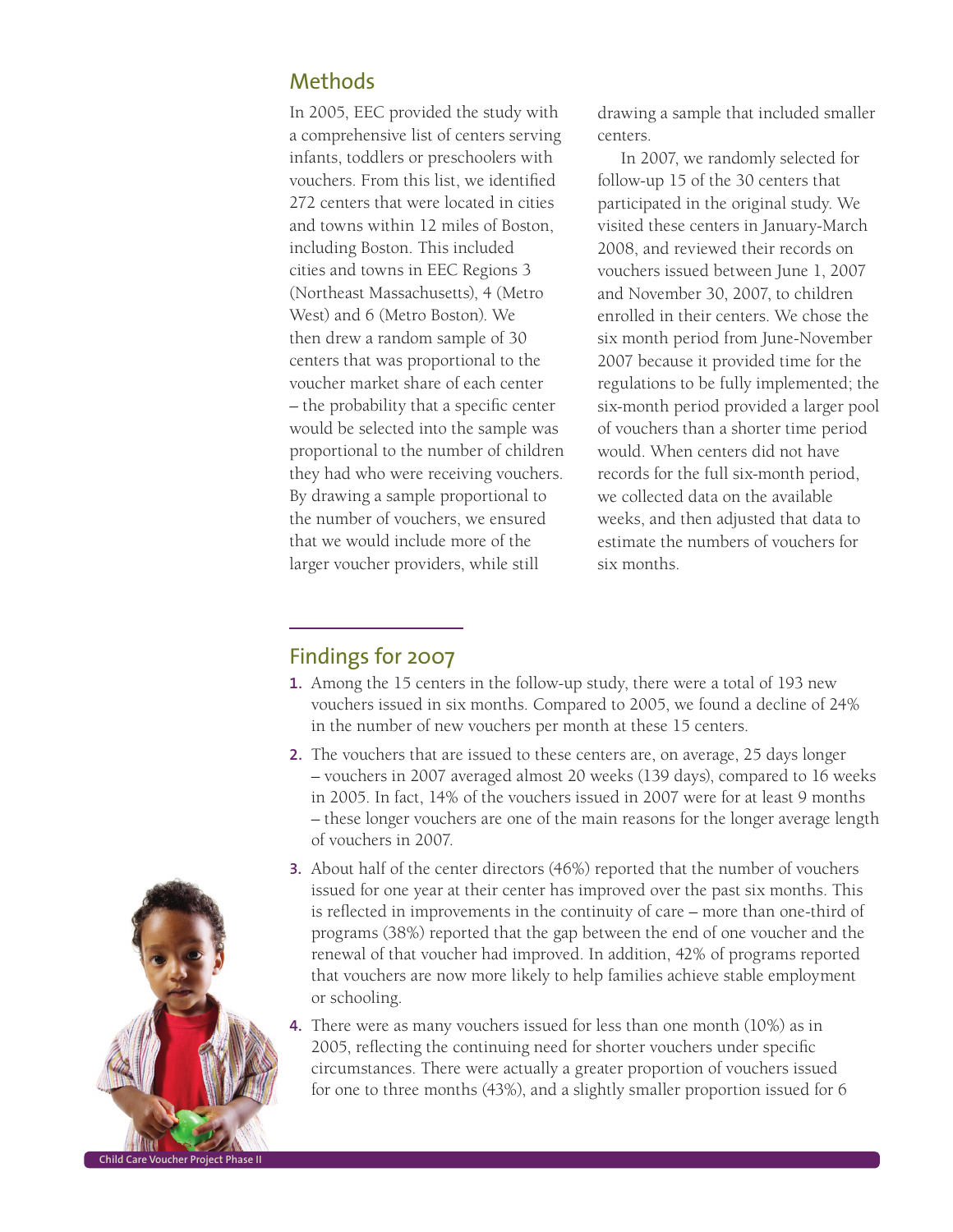## Methods

In 2005, EEC provided the study with a comprehensive list of centers serving infants, toddlers or preschoolers with vouchers. From this list, we identified 272 centers that were located in cities and towns within 12 miles of Boston, including Boston. This included cities and towns in EEC Regions 3 (Northeast Massachusetts), 4 (Metro West) and 6 (Metro Boston). We then drew a random sample of 30 centers that was proportional to the voucher market share of each center – the probability that a specific center would be selected into the sample was proportional to the number of children they had who were receiving vouchers. By drawing a sample proportional to the number of vouchers, we ensured that we would include more of the larger voucher providers, while still drawing a sample that included smaller centers.

In 2007, we randomly selected for follow-up 15 of the 30 centers that participated in the original study. We visited these centers in January-March 2008, and reviewed their records on vouchers issued between June 1, 2007 and November 30, 2007, to children enrolled in their centers. We chose the six month period from June-November 2007 because it provided time for the regulations to be fully implemented; the six-month period provided a larger pool of vouchers than a shorter time period would. When centers did not have records for the full six-month period, we collected data on the available weeks, and then adjusted that data to estimate the numbers of vouchers for six months.

## Findings for 2007

1. Among the 15 centers in the follow-up study, there were a total of 193 new vouchers issued in six months. Compared to 2005, we found a decline of 24% in the number of new vouchers per month at these 15 centers.
2. The vouchers that are issued to these centers are, on average, 25 days longer – vouchers in 2007 averaged almost 20 weeks (139 days), compared to 16 weeks in 2005. In fact, 14% of the vouchers issued in 2007 were for at least 9 months – these longer vouchers are one of the main reasons for the longer average length of vouchers in 2007.
3. About half of the center directors (46%) reported that the number of vouchers issued for one year at their center has improved over the past six months. This is reflected in improvements in the continuity of care – more than one-third of programs (38%) reported that the gap between the end of one voucher and the renewal of that voucher had improved. In addition, 42% of programs reported that vouchers are now more likely to help families achieve stable employment or schooling.
4. There were as many vouchers issued for less than one month (10%) as in 2005, reflecting the continuing need for shorter vouchers under specific circumstances. There were actually a greater proportion of vouchers issued for one to three months (43%), and a slightly smaller proportion issued for 6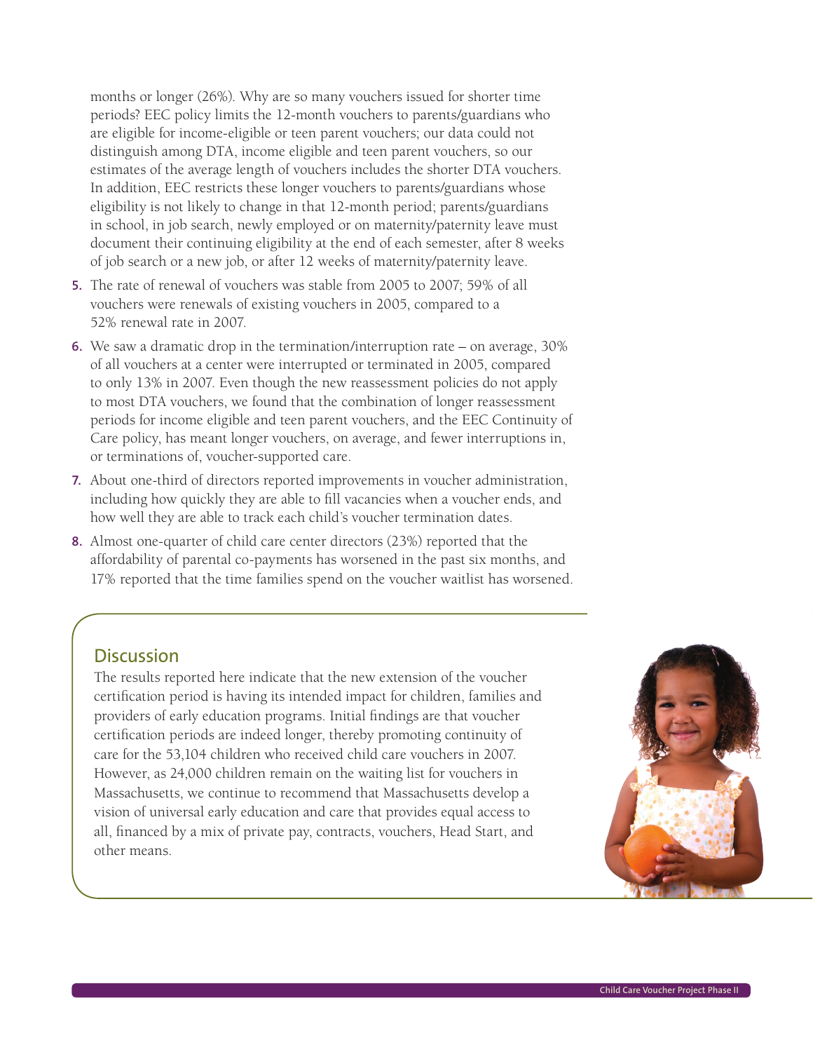months or longer (26%). Why are so many vouchers issued for shorter time periods? EEC policy limits the 12-month vouchers to parents/guardians who are eligible for income-eligible or teen parent vouchers; our data could not distinguish among DTA, income eligible and teen parent vouchers, so our estimates of the average length of vouchers includes the shorter DTA vouchers. In addition, EEC restricts these longer vouchers to parents/guardians whose eligibility is not likely to change in that 12-month period; parents/guardians in school, in job search, newly employed or on maternity/paternity leave must document their continuing eligibility at the end of each semester, after 8 weeks of job search or a new job, or after 12 weeks of maternity/paternity leave.

5. The rate of renewal of vouchers was stable from 2005 to 2007; 59% of all vouchers were renewals of existing vouchers in 2005, compared to a 52% renewal rate in 2007.
6. We saw a dramatic drop in the termination/interruption rate – on average, 30% of all vouchers at a center were interrupted or terminated in 2005, compared to only 13% in 2007. Even though the new reassessment policies do not apply to most DTA vouchers, we found that the combination of longer reassessment periods for income eligible and teen parent vouchers, and the EEC Continuity of Care policy, has meant longer vouchers, on average, and fewer interruptions in, or terminations of, voucher-supported care.
7. About one-third of directors reported improvements in voucher administration, including how quickly they are able to fill vacancies when a voucher ends, and how well they are able to track each child's voucher termination dates.
8. Almost one-quarter of child care center directors (23%) reported that the affordability of parental co-payments has worsened in the past six months, and 17% reported that the time families spend on the voucher waitlist has worsened.

## Discussion

The results reported here indicate that the new extension of the voucher certification period is having its intended impact for children, families and providers of early education programs. Initial findings are that voucher certification periods are indeed longer, thereby promoting continuity of care for the 53,104 children who received child care vouchers in 2007. However, as 24,000 children remain on the waiting list for vouchers in Massachusetts, we continue to recommend that Massachusetts develop a vision of universal early education and care that provides equal access to all, financed by a mix of private pay, contracts, vouchers, Head Start, and other means.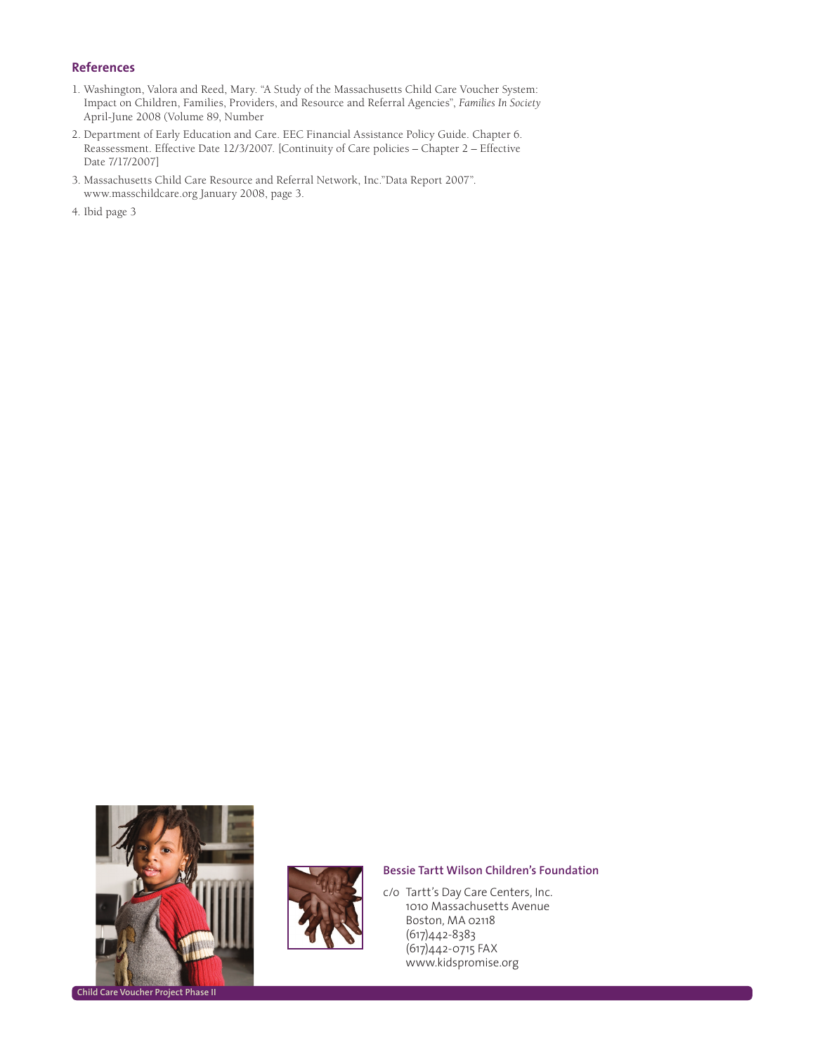## References

1. Washington, Valora and Reed, Mary. "A Study of the Massachusetts Child Care Voucher System: Impact on Children, Families, Providers, and Resource and Referral Agencies", *Families In Society* April-June 2008 (Volume 89, Number
2. Department of Early Education and Care. EEC Financial Assistance Policy Guide. Chapter 6. Reassessment. Effective Date 12/3/2007. [Continuity of Care policies – Chapter 2 – Effective Date 7/17/2007]
3. Massachusetts Child Care Resource and Referral Network, Inc."Data Report 2007". www.masschildcare.org January 2008, page 3.
4. Ibid page 3

**Bessie Tartt Wilson Children's Foundation**

c/o Tartt's Day Care Centers, Inc.
1010 Massachusetts Avenue
Boston, MA 02118
(617)442-8383
(617)442-0715 FAX
www.kidspromise.org